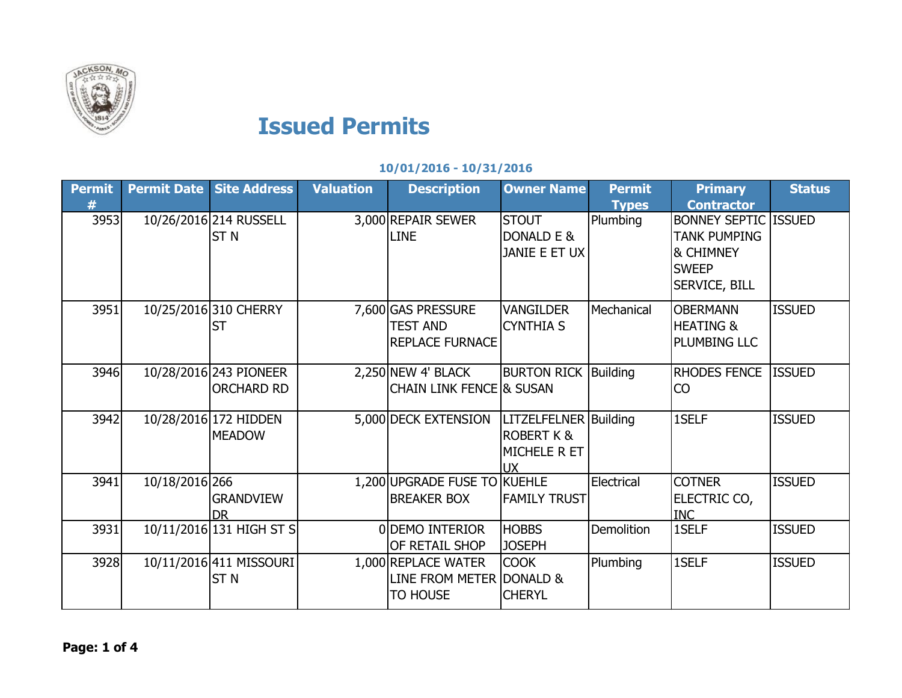# Issued Permits

**10/01/2016 - 10/31/2016**

| Permit # | Permit Date | Site Address | Valuation | Description | Owner Name | Permit Types | Primary Contractor | Status |
|---|---|---|---|---|---|---|---|---|
| 3953 | 10/26/2016 | 214 RUSSELL ST N | 3,000 | REPAIR SEWER LINE | STOUT DONALD E & JANIE E ET UX | Plumbing | BONNEY SEPTIC TANK PUMPING & CHIMNEY SWEEP SERVICE, BILL | ISSUED |
| 3951 | 10/25/2016 | 310 CHERRY ST | 7,600 | GAS PRESSURE TEST AND REPLACE FURNACE | VANGILDER CYNTHIA S | Mechanical | OBERMANN HEATING & PLUMBING LLC | ISSUED |
| 3946 | 10/28/2016 | 243 PIONEER ORCHARD RD | 2,250 | NEW 4' BLACK CHAIN LINK FENCE | BURTON RICK & SUSAN | Building | RHODES FENCE CO | ISSUED |
| 3942 | 10/28/2016 | 172 HIDDEN MEADOW | 5,000 | DECK EXTENSION | LITZELFELNER ROBERT K & MICHELE R ET UX | Building | 1SELF | ISSUED |
| 3941 | 10/18/2016 | 266 GRANDVIEW DR | 1,200 | UPGRADE FUSE TO BREAKER BOX | KUEHLE FAMILY TRUST | Electrical | COTNER ELECTRIC CO, INC | ISSUED |
| 3931 | 10/11/2016 | 131 HIGH ST S | 0 | DEMO INTERIOR OF RETAIL SHOP | HOBBS JOSEPH | Demolition | 1SELF | ISSUED |
| 3928 | 10/11/2016 | 411 MISSOURI ST N | 1,000 | REPLACE WATER LINE FROM METER TO HOUSE | COOK DONALD & CHERYL | Plumbing | 1SELF | ISSUED |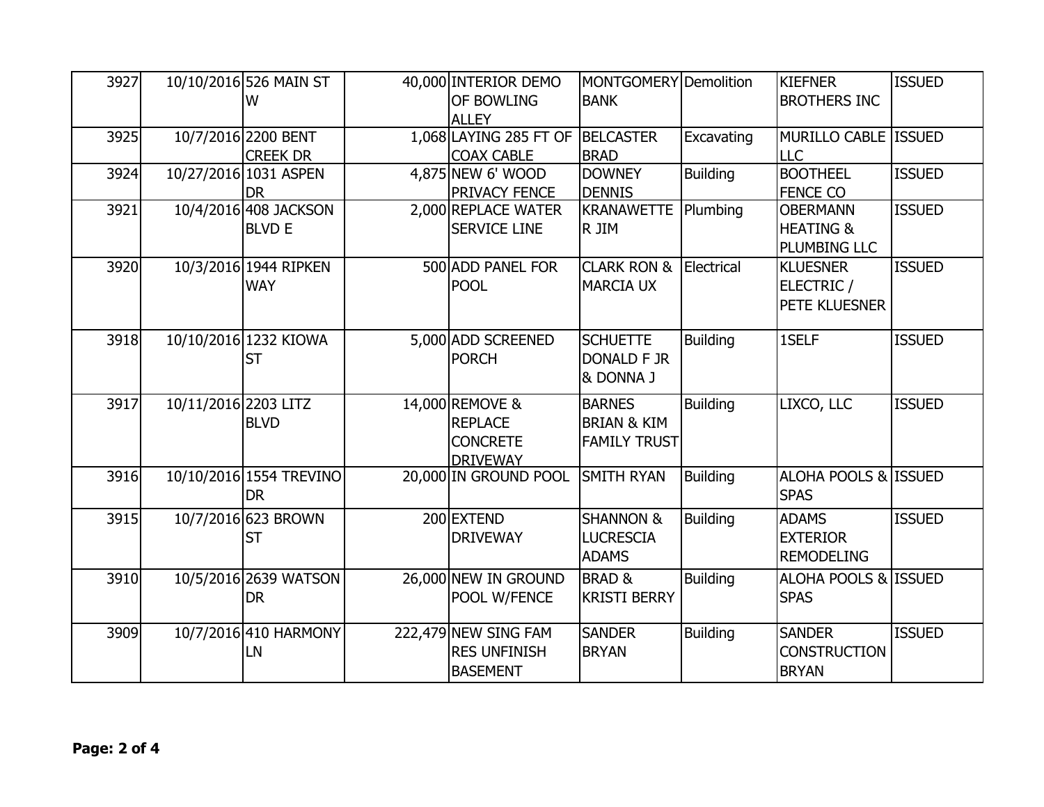| | | | | | | | | |
|---|---|---|---|---|---|---|---|---|
| 3927 | 10/10/2016 | 526 MAIN ST W | | 40,000 | INTERIOR DEMO OF BOWLING ALLEY | MONTGOMERY BANK | Demolition | KIEFNER BROTHERS INC | ISSUED |
| 3925 | 10/7/2016 | 2200 BENT CREEK DR | | 1,068 | LAYING 285 FT OF COAX CABLE | BELCASTER BRAD | Excavating | MURILLO CABLE LLC | ISSUED |
| 3924 | 10/27/2016 | 1031 ASPEN DR | | 4,875 | NEW 6' WOOD PRIVACY FENCE | DOWNEY DENNIS | Building | BOOTHEEL FENCE CO | ISSUED |
| 3921 | 10/4/2016 | 408 JACKSON BLVD E | | 2,000 | REPLACE WATER SERVICE LINE | KRANAWETTE R JIM | Plumbing | OBERMANN HEATING & PLUMBING LLC | ISSUED |
| 3920 | 10/3/2016 | 1944 RIPKEN WAY | | 500 | ADD PANEL FOR POOL | CLARK RON & MARCIA UX | Electrical | KLUESNER ELECTRIC / PETE KLUESNER | ISSUED |
| 3918 | 10/10/2016 | 1232 KIOWA ST | | 5,000 | ADD SCREENED PORCH | SCHUETTE DONALD F JR & DONNA J | Building | 1SELF | ISSUED |
| 3917 | 10/11/2016 | 2203 LITZ BLVD | | 14,000 | REMOVE & REPLACE CONCRETE DRIVEWAY | BARNES BRIAN & KIM FAMILY TRUST | Building | LIXCO, LLC | ISSUED |
| 3916 | 10/10/2016 | 1554 TREVINO DR | | 20,000 | IN GROUND POOL | SMITH RYAN | Building | ALOHA POOLS & SPAS | ISSUED |
| 3915 | 10/7/2016 | 623 BROWN ST | | 200 | EXTEND DRIVEWAY | SHANNON & LUCRESCIA ADAMS | Building | ADAMS EXTERIOR REMODELING | ISSUED |
| 3910 | 10/5/2016 | 2639 WATSON DR | | 26,000 | NEW IN GROUND POOL W/FENCE | BRAD & KRISTI BERRY | Building | ALOHA POOLS & SPAS | ISSUED |
| 3909 | 10/7/2016 | 410 HARMONY LN | | 222,479 | NEW SING FAM RES UNFINISH BASEMENT | SANDER BRYAN | Building | SANDER CONSTRUCTION BRYAN | ISSUED |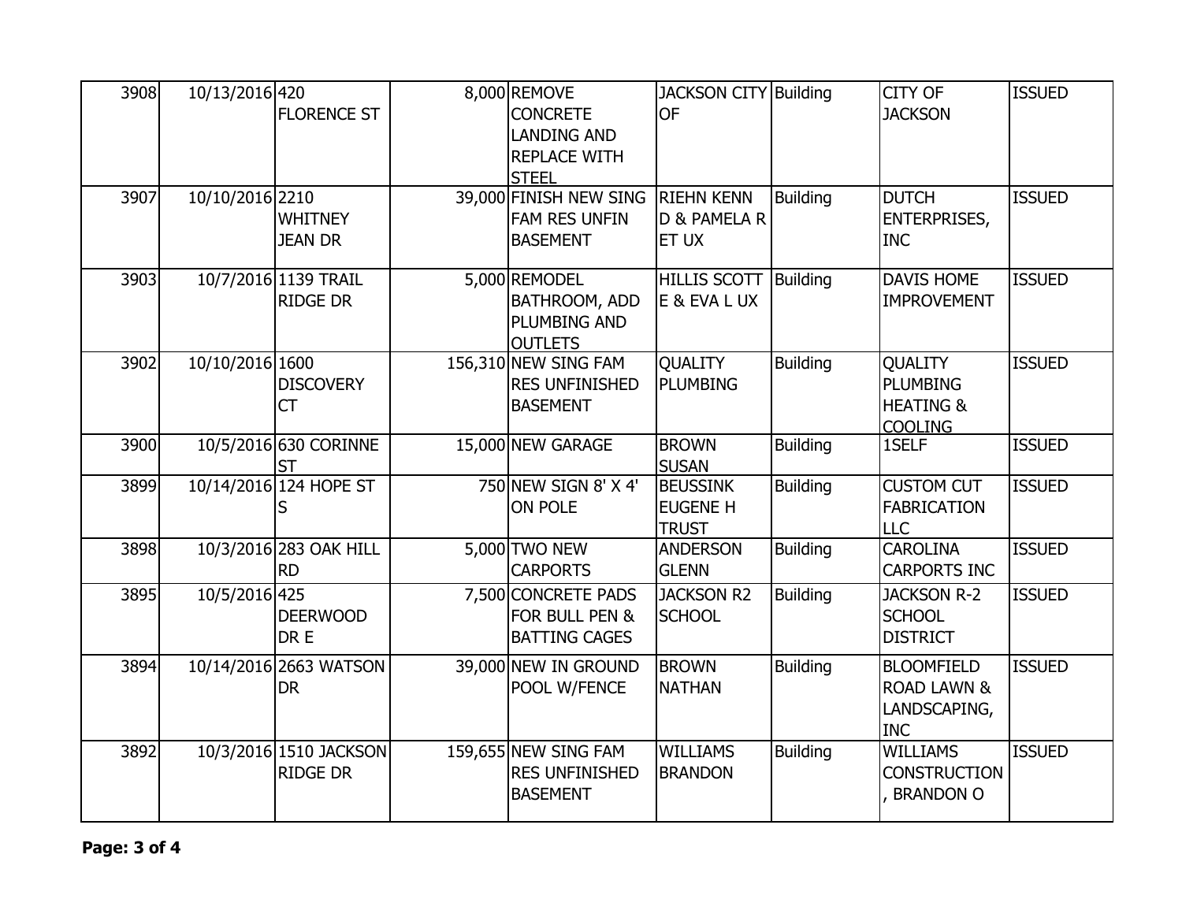| 3908 | 10/13/2016 | 420 FLORENCE ST | 8,000 | REMOVE CONCRETE LANDING AND REPLACE WITH STEEL | JACKSON CITY OF | Building | CITY OF JACKSON | ISSUED |
|---|---|---|---|---|---|---|---|---|
| 3907 | 10/10/2016 | 2210 WHITNEY JEAN DR | 39,000 | FINISH NEW SING FAM RES UNFIN BASEMENT | RIEHN KENN D & PAMELA R ET UX | Building | DUTCH ENTERPRISES, INC | ISSUED |
| 3903 | 10/7/2016 | 1139 TRAIL RIDGE DR | 5,000 | REMODEL BATHROOM, ADD PLUMBING AND OUTLETS | HILLIS SCOTT E & EVA L UX | Building | DAVIS HOME IMPROVEMENT | ISSUED |
| 3902 | 10/10/2016 | 1600 DISCOVERY CT | 156,310 | NEW SING FAM RES UNFINISHED BASEMENT | QUALITY PLUMBING | Building | QUALITY PLUMBING HEATING & COOLING | ISSUED |
| 3900 | 10/5/2016 | 630 CORINNE ST | 15,000 | NEW GARAGE | BROWN SUSAN | Building | 1SELF | ISSUED |
| 3899 | 10/14/2016 | 124 HOPE ST S | 750 | NEW SIGN 8' X 4' ON POLE | BEUSSINK EUGENE H TRUST | Building | CUSTOM CUT FABRICATION LLC | ISSUED |
| 3898 | 10/3/2016 | 283 OAK HILL RD | 5,000 | TWO NEW CARPORTS | ANDERSON GLENN | Building | CAROLINA CARPORTS INC | ISSUED |
| 3895 | 10/5/2016 | 425 DEERWOOD DR E | 7,500 | CONCRETE PADS FOR BULL PEN & BATTING CAGES | JACKSON R2 SCHOOL | Building | JACKSON R-2 SCHOOL DISTRICT | ISSUED |
| 3894 | 10/14/2016 | 2663 WATSON DR | 39,000 | NEW IN GROUND POOL W/FENCE | BROWN NATHAN | Building | BLOOMFIELD ROAD LAWN & LANDSCAPING, INC | ISSUED |
| 3892 | 10/3/2016 | 1510 JACKSON RIDGE DR | 159,655 | NEW SING FAM RES UNFINISHED BASEMENT | WILLIAMS BRANDON | Building | WILLIAMS CONSTRUCTION , BRANDON O | ISSUED |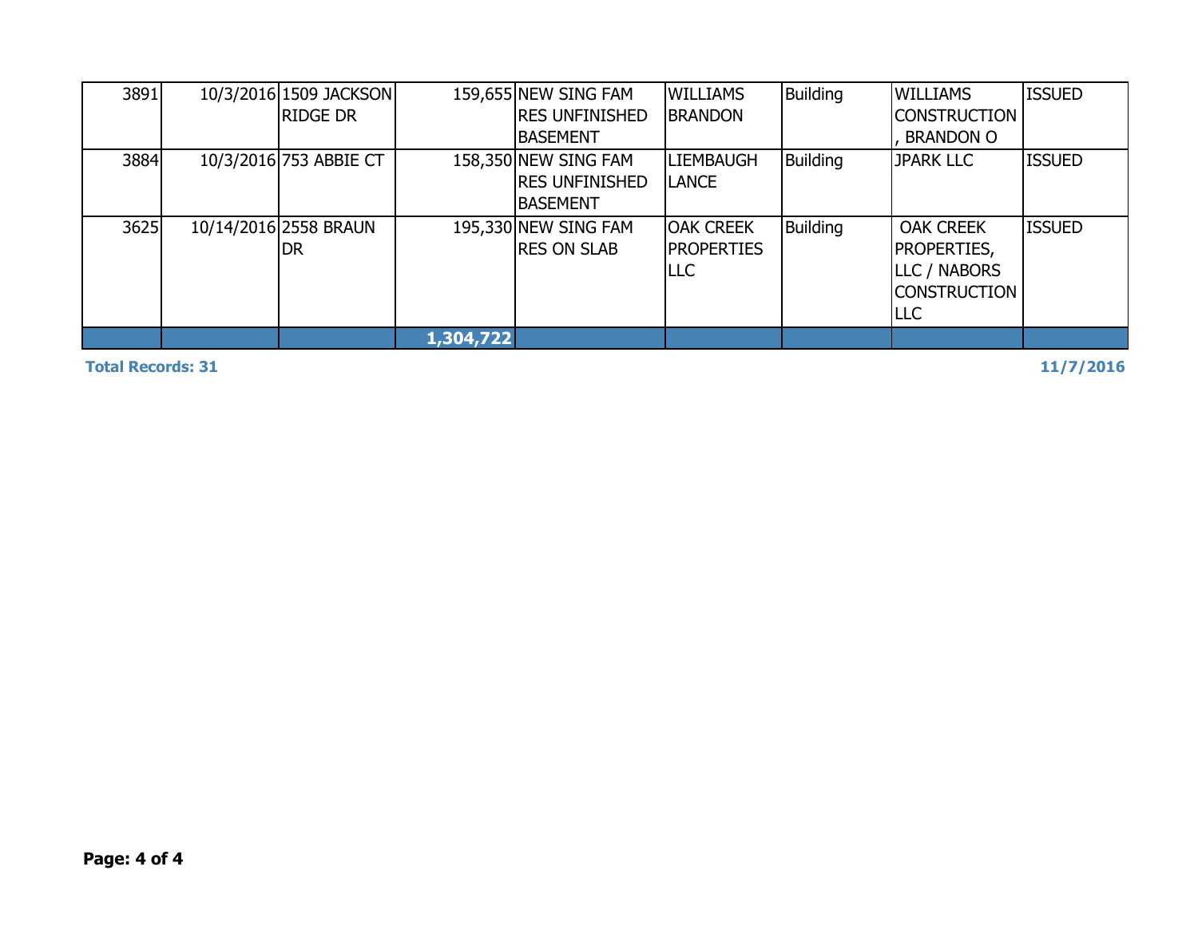| | | | | | | | | |
|---|---|---|---|---|---|---|---|---|
| 3891 | 10/3/2016 | 1509 JACKSON RIDGE DR | 159,655 | NEW SING FAM RES UNFINISHED BASEMENT | WILLIAMS BRANDON | Building | WILLIAMS CONSTRUCTION , BRANDON O | ISSUED |
| 3884 | 10/3/2016 | 753 ABBIE CT | 158,350 | NEW SING FAM RES UNFINISHED BASEMENT | LIEMBAUGH LANCE | Building | JPARK LLC | ISSUED |
| 3625 | 10/14/2016 | 2558 BRAUN DR | 195,330 | NEW SING FAM RES ON SLAB | OAK CREEK PROPERTIES LLC | Building | OAK CREEK PROPERTIES, LLC / NABORS CONSTRUCTION LLC | ISSUED |
| | | | **1,304,722** | | | | | |

**Total Records: 31**

**11/7/2016**